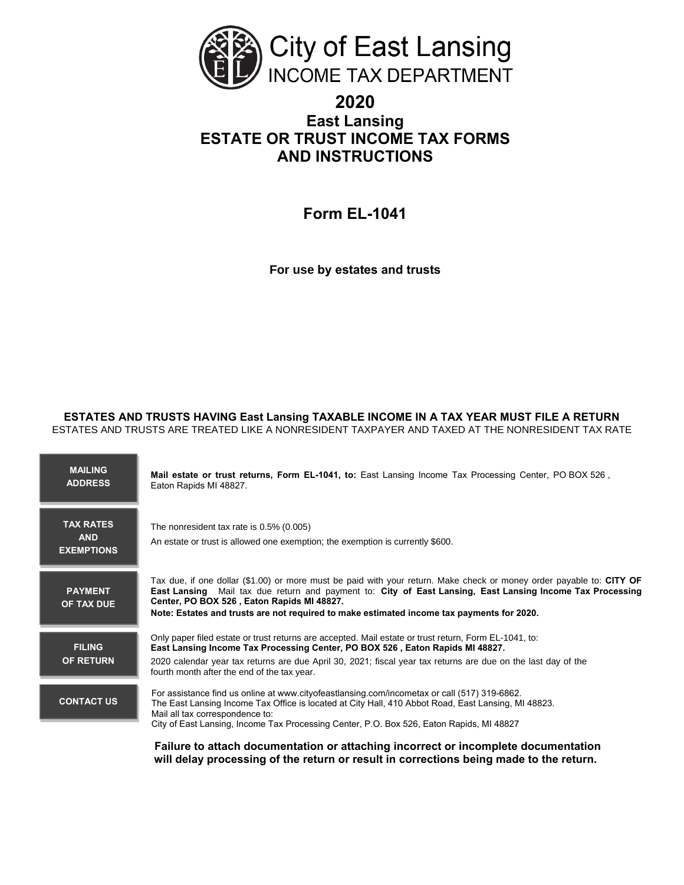# City of East Lansing
## INCOME TAX DEPARTMENT

# 2020
## East Lansing
## ESTATE OR TRUST INCOME TAX FORMS AND INSTRUCTIONS

## Form EL-1041

**For use by estates and trusts**

**ESTATES AND TRUSTS HAVING East Lansing TAXABLE INCOME IN A TAX YEAR MUST FILE A RETURN**

ESTATES AND TRUSTS ARE TREATED LIKE A NONRESIDENT TAXPAYER AND TAXED AT THE NONRESIDENT TAX RATE

**MAILING ADDRESS**

**Mail estate or trust returns, Form EL-1041, to:** East Lansing Income Tax Processing Center, PO BOX 526 , Eaton Rapids MI 48827.

**TAX RATES AND EXEMPTIONS**

The nonresident tax rate is 0.5% (0.005)

An estate or trust is allowed one exemption; the exemption is currently $600.

**PAYMENT OF TAX DUE**

Tax due, if one dollar ($1.00) or more must be paid with your return. Make check or money order payable to: **CITY OF East Lansing** Mail tax due return and payment to: **City of East Lansing, East Lansing Income Tax Processing Center, PO BOX 526 , Eaton Rapids MI 48827.**

**Note: Estates and trusts are not required to make estimated income tax payments for 2020.**

**FILING OF RETURN**

Only paper filed estate or trust returns are accepted. Mail estate or trust return, Form EL-1041, to: **East Lansing Income Tax Processing Center, PO BOX 526 , Eaton Rapids MI 48827.**

2020 calendar year tax returns are due April 30, 2021; fiscal year tax returns are due on the last day of the fourth month after the end of the tax year.

**CONTACT US**

For assistance find us online at www.cityofeastlansing.com/incometax or call (517) 319-6862.
The East Lansing Income Tax Office is located at City Hall, 410 Abbot Road, East Lansing, MI 48823.
Mail all tax correspondence to:
City of East Lansing, Income Tax Processing Center, P.O. Box 526, Eaton Rapids, MI 48827

**Failure to attach documentation or attaching incorrect or incomplete documentation will delay processing of the return or result in corrections being made to the return.**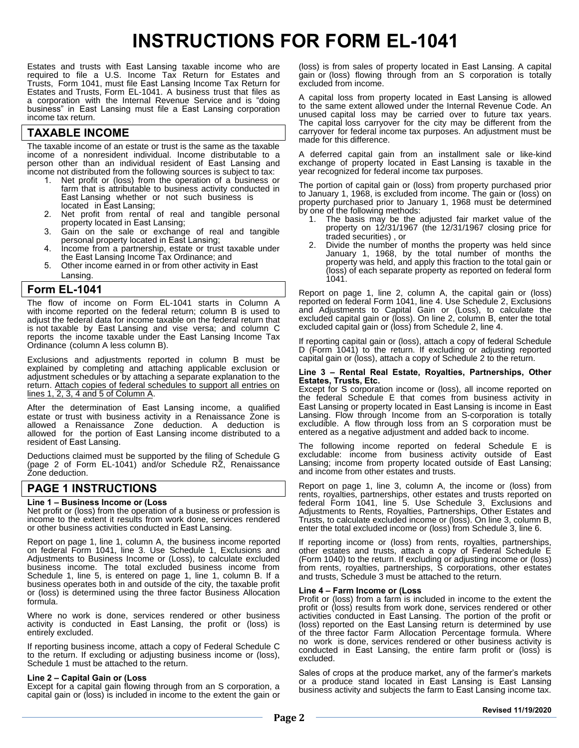# INSTRUCTIONS FOR FORM EL-1041

Estates and trusts with East Lansing taxable income who are required to file a U.S. Income Tax Return for Estates and Trusts, Form 1041, must file East Lansing Income Tax Return for Estates and Trusts, Form EL-1041. A business trust that files as a corporation with the Internal Revenue Service and is "doing business" in East Lansing must file a East Lansing corporation income tax return.

## TAXABLE INCOME

The taxable income of an estate or trust is the same as the taxable income of a nonresident individual. Income distributable to a person other than an individual resident of East Lansing and income not distributed from the following sources is subject to tax:

1. Net profit or (loss) from the operation of a business or farm that is attributable to business activity conducted in East Lansing whether or not such business is located in East Lansing;
2. Net profit from rental of real and tangible personal property located in East Lansing;
3. Gain on the sale or exchange of real and tangible personal property located in East Lansing;
4. Income from a partnership, estate or trust taxable under the East Lansing Income Tax Ordinance; and
5. Other income earned in or from other activity in East Lansing.

## Form EL-1041

The flow of income on Form EL-1041 starts in Column A with income reported on the federal return; column B is used to adjust the federal data for income taxable on the federal return that is not taxable by East Lansing and vise versa; and column C reports the income taxable under the East Lansing Income Tax Ordinance (column A less column B).

Exclusions and adjustments reported in column B must be explained by completing and attaching applicable exclusion or adjustment schedules or by attaching a separate explanation to the return. Attach copies of federal schedules to support all entries on lines 1, 2, 3, 4 and 5 of Column A.

After the determination of East Lansing income, a qualified estate or trust with business activity in a Renaissance Zone is allowed a Renaissance Zone deduction. A deduction is allowed for the portion of East Lansing income distributed to a resident of East Lansing.

Deductions claimed must be supported by the filing of Schedule G (page 2 of Form EL-1041) and/or Schedule RZ, Renaissance Zone deduction.

## PAGE 1 INSTRUCTIONS

**Line 1 – Business Income or (Loss**

Net profit or (loss) from the operation of a business or profession is income to the extent it results from work done, services rendered or other business activities conducted in East Lansing.

Report on page 1, line 1, column A, the business income reported on federal Form 1041, line 3. Use Schedule 1, Exclusions and Adjustments to Business Income or (Loss), to calculate excluded business income. The total excluded business income from Schedule 1, line 5, is entered on page 1, line 1, column B. If a business operates both in and outside of the city, the taxable profit or (loss) is determined using the three factor Business Allocation formula.

Where no work is done, services rendered or other business activity is conducted in East Lansing, the profit or (loss) is entirely excluded.

If reporting business income, attach a copy of Federal Schedule C to the return. If excluding or adjusting business income or (loss), Schedule 1 must be attached to the return.

**Line 2 – Capital Gain or (Loss**

Except for a capital gain flowing through from an S corporation, a capital gain or (loss) is included in income to the extent the gain or (loss) is from sales of property located in East Lansing. A capital gain or (loss) flowing through from an S corporation is totally excluded from income.

A capital loss from property located in East Lansing is allowed to the same extent allowed under the Internal Revenue Code. An unused capital loss may be carried over to future tax years. The capital loss carryover for the city may be different from the carryover for federal income tax purposes. An adjustment must be made for this difference.

A deferred capital gain from an installment sale or like-kind exchange of property located in East Lansing is taxable in the year recognized for federal income tax purposes.

The portion of capital gain or (loss) from property purchased prior to January 1, 1968, is excluded from income. The gain or (loss) on property purchased prior to January 1, 1968 must be determined by one of the following methods:

1. The basis may be the adjusted fair market value of the property on 12/31/1967 (the 12/31/1967 closing price for traded securities) , or
2. Divide the number of months the property was held since January 1, 1968, by the total number of months the property was held, and apply this fraction to the total gain or (loss) of each separate property as reported on federal form 1041.

Report on page 1, line 2, column A, the capital gain or (loss) reported on federal Form 1041, line 4. Use Schedule 2, Exclusions and Adjustments to Capital Gain or (Loss), to calculate the excluded capital gain or (loss). On line 2, column B, enter the total excluded capital gain or (loss) from Schedule 2, line 4.

If reporting capital gain or (loss), attach a copy of federal Schedule D (Form 1041) to the return. If excluding or adjusting reported capital gain or (loss), attach a copy of Schedule 2 to the return.

**Line 3 – Rental Real Estate, Royalties, Partnerships, Other Estates, Trusts, Etc.**

Except for S corporation income or (loss), all income reported on the federal Schedule E that comes from business activity in East Lansing or property located in East Lansing is income in East Lansing. Flow through Income from an S-corporation is totally excludible. A flow through loss from an S corporation must be entered as a negative adjustment and added back to income.

The following income reported on federal Schedule E is excludable: income from business activity outside of East Lansing; income from property located outside of East Lansing; and income from other estates and trusts.

Report on page 1, line 3, column A, the income or (loss) from rents, royalties, partnerships, other estates and trusts reported on federal Form 1041, line 5. Use Schedule 3, Exclusions and Adjustments to Rents, Royalties, Partnerships, Other Estates and Trusts, to calculate excluded income or (loss). On line 3, column B, enter the total excluded income or (loss) from Schedule 3, line 6.

If reporting income or (loss) from rents, royalties, partnerships, other estates and trusts, attach a copy of Federal Schedule E (Form 1040) to the return. If excluding or adjusting income or (loss) from rents, royalties, partnerships, S corporations, other estates and trusts, Schedule 3 must be attached to the return.

**Line 4 – Farm Income or (Loss**

Profit or (loss) from a farm is included in income to the extent the profit or (loss) results from work done, services rendered or other activities conducted in East Lansing. The portion of the profit or (loss) reported on the East Lansing return is determined by use of the three factor Farm Allocation Percentage formula. Where no work is done, services rendered or other business activity is conducted in East Lansing, the entire farm profit or (loss) is excluded.

Sales of crops at the produce market, any of the farmer's markets or a produce stand located in East Lansing is East Lansing business activity and subjects the farm to East Lansing income tax.

Revised 11/19/2020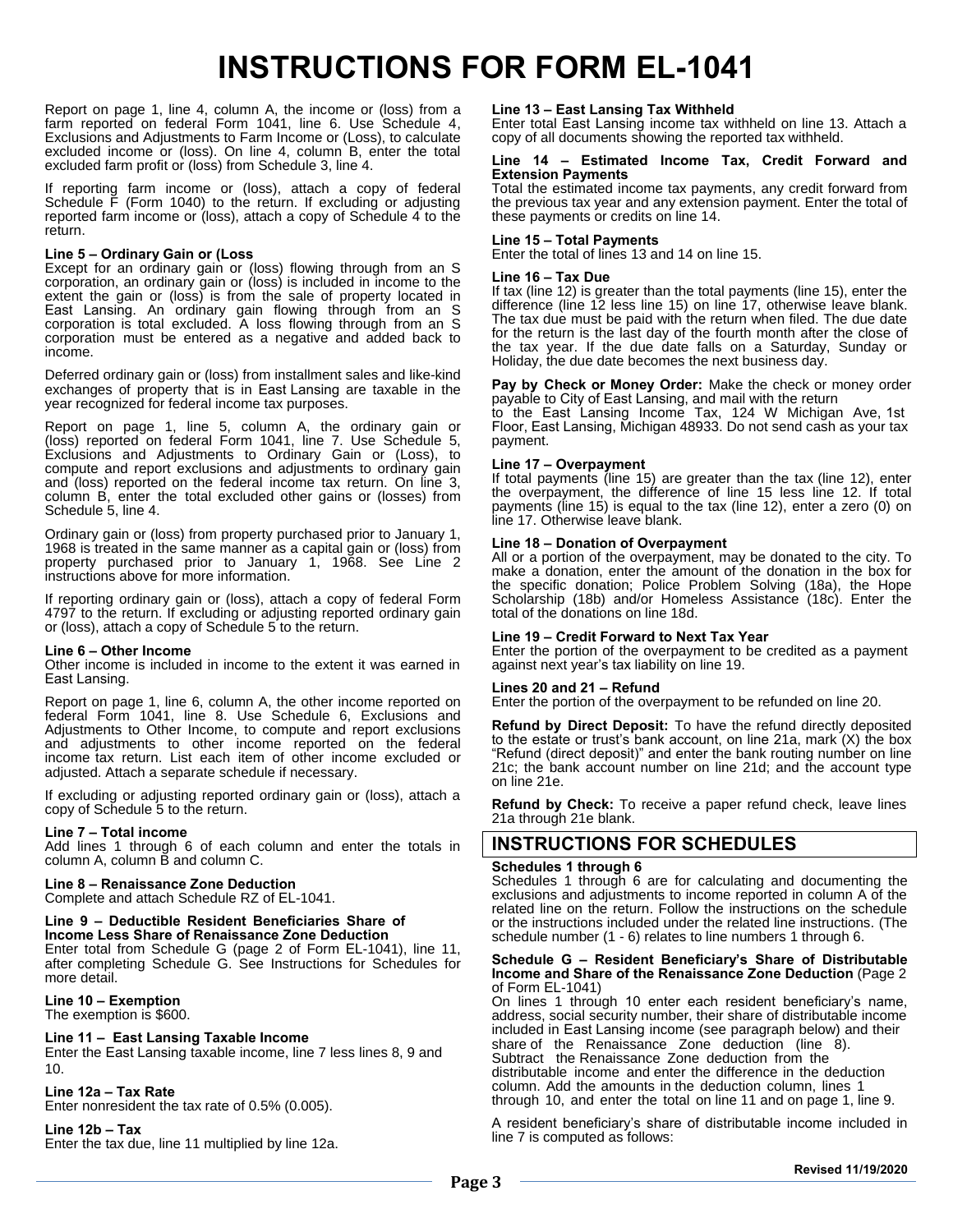# INSTRUCTIONS FOR FORM EL-1041

Report on page 1, line 4, column A, the income or (loss) from a farm reported on federal Form 1041, line 6. Use Schedule 4, Exclusions and Adjustments to Farm Income or (Loss), to calculate excluded income or (loss). On line 4, column B, enter the total excluded farm profit or (loss) from Schedule 3, line 4.

If reporting farm income or (loss), attach a copy of federal Schedule F (Form 1040) to the return. If excluding or adjusting reported farm income or (loss), attach a copy of Schedule 4 to the return.

**Line 5 – Ordinary Gain or (Loss**

Except for an ordinary gain or (loss) flowing through from an S corporation, an ordinary gain or (loss) is included in income to the extent the gain or (loss) is from the sale of property located in East Lansing. An ordinary gain flowing through from an S corporation is total excluded. A loss flowing through from an S corporation must be entered as a negative and added back to income.

Deferred ordinary gain or (loss) from installment sales and like-kind exchanges of property that is in East Lansing are taxable in the year recognized for federal income tax purposes.

Report on page 1, line 5, column A, the ordinary gain or (loss) reported on federal Form 1041, line 7. Use Schedule 5, Exclusions and Adjustments to Ordinary Gain or (Loss), to compute and report exclusions and adjustments to ordinary gain and (loss) reported on the federal income tax return. On line 3, column B, enter the total excluded other gains or (losses) from Schedule 5, line 4.

Ordinary gain or (loss) from property purchased prior to January 1, 1968 is treated in the same manner as a capital gain or (loss) from property purchased prior to January 1, 1968. See Line 2 instructions above for more information.

If reporting ordinary gain or (loss), attach a copy of federal Form 4797 to the return. If excluding or adjusting reported ordinary gain or (loss), attach a copy of Schedule 5 to the return.

**Line 6 – Other Income**

Other income is included in income to the extent it was earned in East Lansing.

Report on page 1, line 6, column A, the other income reported on federal Form 1041, line 8. Use Schedule 6, Exclusions and Adjustments to Other Income, to compute and report exclusions and adjustments to other income reported on the federal income tax return. List each item of other income excluded or adjusted. Attach a separate schedule if necessary.

If excluding or adjusting reported ordinary gain or (loss), attach a copy of Schedule 5 to the return.

**Line 7 – Total income**

Add lines 1 through 6 of each column and enter the totals in column A, column B and column C.

**Line 8 – Renaissance Zone Deduction**

Complete and attach Schedule RZ of EL-1041.

**Line 9 – Deductible Resident Beneficiaries Share of Income Less Share of Renaissance Zone Deduction**

Enter total from Schedule G (page 2 of Form EL-1041), line 11, after completing Schedule G. See Instructions for Schedules for more detail.

**Line 10 – Exemption**

The exemption is $600.

**Line 11 – East Lansing Taxable Income**

Enter the East Lansing taxable income, line 7 less lines 8, 9 and 10.

**Line 12a – Tax Rate**

Enter nonresident the tax rate of 0.5% (0.005).

**Line 12b – Tax**

Enter the tax due, line 11 multiplied by line 12a.

**Line 13 – East Lansing Tax Withheld**

Enter total East Lansing income tax withheld on line 13. Attach a copy of all documents showing the reported tax withheld.

**Line 14 – Estimated Income Tax, Credit Forward and Extension Payments**

Total the estimated income tax payments, any credit forward from the previous tax year and any extension payment. Enter the total of these payments or credits on line 14.

**Line 15 – Total Payments**

Enter the total of lines 13 and 14 on line 15.

**Line 16 – Tax Due**

If tax (line 12) is greater than the total payments (line 15), enter the difference (line 12 less line 15) on line 17, otherwise leave blank. The tax due must be paid with the return when filed. The due date for the return is the last day of the fourth month after the close of the tax year. If the due date falls on a Saturday, Sunday or Holiday, the due date becomes the next business day.

**Pay by Check or Money Order:** Make the check or money order payable to City of East Lansing, and mail with the return to the East Lansing Income Tax, 124 W Michigan Ave, 1st Floor, East Lansing, Michigan 48933. Do not send cash as your tax payment.

**Line 17 – Overpayment**

If total payments (line 15) are greater than the tax (line 12), enter the overpayment, the difference of line 15 less line 12. If total payments (line 15) is equal to the tax (line 12), enter a zero (0) on line 17. Otherwise leave blank.

**Line 18 – Donation of Overpayment**

All or a portion of the overpayment, may be donated to the city. To make a donation, enter the amount of the donation in the box for the specific donation; Police Problem Solving (18a), the Hope Scholarship (18b) and/or Homeless Assistance (18c). Enter the total of the donations on line 18d.

**Line 19 – Credit Forward to Next Tax Year**

Enter the portion of the overpayment to be credited as a payment against next year's tax liability on line 19.

**Lines 20 and 21 – Refund**

Enter the portion of the overpayment to be refunded on line 20.

**Refund by Direct Deposit:** To have the refund directly deposited to the estate or trust's bank account, on line 21a, mark (X) the box "Refund (direct deposit)" and enter the bank routing number on line 21c; the bank account number on line 21d; and the account type on line 21e.

**Refund by Check:** To receive a paper refund check, leave lines 21a through 21e blank.

## INSTRUCTIONS FOR SCHEDULES

**Schedules 1 through 6**

Schedules 1 through 6 are for calculating and documenting the exclusions and adjustments to income reported in column A of the related line on the return. Follow the instructions on the schedule or the instructions included under the related line instructions. (The schedule number (1 - 6) relates to line numbers 1 through 6.

**Schedule G – Resident Beneficiary's Share of Distributable Income and Share of the Renaissance Zone Deduction** (Page 2 of Form EL-1041)

On lines 1 through 10 enter each resident beneficiary's name, address, social security number, their share of distributable income included in East Lansing income (see paragraph below) and their share of the Renaissance Zone deduction (line 8). Subtract the Renaissance Zone deduction from the distributable income and enter the difference in the deduction column. Add the amounts in the deduction column, lines 1 through 10, and enter the total on line 11 and on page 1, line 9.

A resident beneficiary's share of distributable income included in line 7 is computed as follows:

Revised 11/19/2020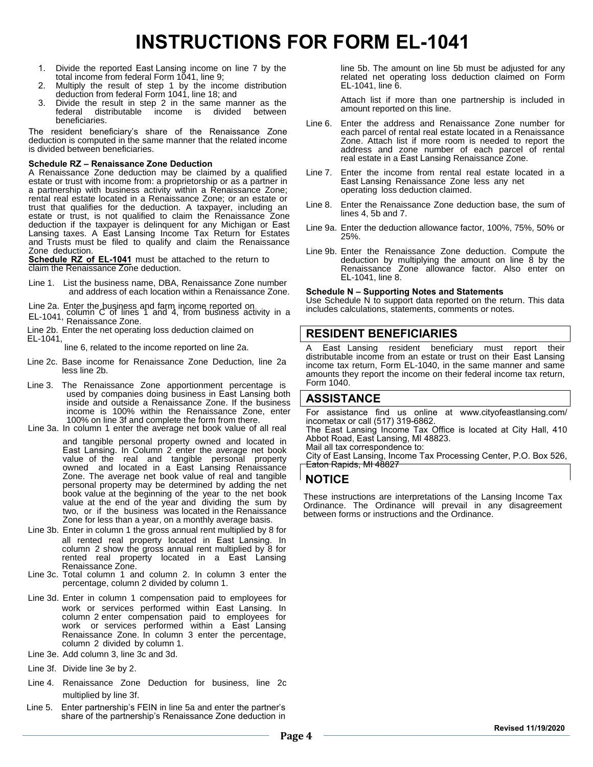# INSTRUCTIONS FOR FORM EL-1041

1. Divide the reported East Lansing income on line 7 by the total income from federal Form 1041, line 9;
2. Multiply the result of step 1 by the income distribution deduction from federal Form 1041, line 18; and
3. Divide the result in step 2 in the same manner as the federal distributable income is divided between beneficiaries.

The resident beneficiary's share of the Renaissance Zone deduction is computed in the same manner that the related income is divided between beneficiaries.

**Schedule RZ – Renaissance Zone Deduction**

A Renaissance Zone deduction may be claimed by a qualified estate or trust with income from: a proprietorship or as a partner in a partnership with business activity within a Renaissance Zone; rental real estate located in a Renaissance Zone; or an estate or trust that qualifies for the deduction. A taxpayer, including an estate or trust, is not qualified to claim the Renaissance Zone deduction if the taxpayer is delinquent for any Michigan or East Lansing taxes. A East Lansing Income Tax Return for Estates and Trusts must be filed to qualify and claim the Renaissance Zone deduction.

**Schedule RZ of EL-1041** must be attached to the return to claim the Renaissance Zone deduction.

Line 1. List the business name, DBA, Renaissance Zone number and address of each location within a Renaissance Zone.

Line 2a. Enter the business and farm income reported on EL-1041, column C of lines 1 and 4, from business activity in a Renaissance Zone.

Line 2b. Enter the net operating loss deduction claimed on EL-1041, line 6, related to the income reported on line 2a.

Line 2c. Base income for Renaissance Zone Deduction, line 2a less line 2b.

Line 3. The Renaissance Zone apportionment percentage is used by companies doing business in East Lansing both inside and outside a Renaissance Zone. If the business income is 100% within the Renaissance Zone, enter 100% on line 3f and complete the form from there.

Line 3a. In column 1 enter the average net book value of all real and tangible personal property owned and located in East Lansing. In Column 2 enter the average net book value of the real and tangible personal property owned and located in a East Lansing Renaissance Zone. The average net book value of real and tangible personal property may be determined by adding the net book value at the beginning of the year to the net book value at the end of the year and dividing the sum by two, or if the business was located in the Renaissance Zone for less than a year, on a monthly average basis.

Line 3b. Enter in column 1 the gross annual rent multiplied by 8 for all rented real property located in East Lansing. In column 2 show the gross annual rent multiplied by 8 for rented real property located in a East Lansing Renaissance Zone.

Line 3c. Total column 1 and column 2. In column 3 enter the percentage, column 2 divided by column 1.

Line 3d. Enter in column 1 compensation paid to employees for work or services performed within East Lansing. In column 2 enter compensation paid to employees for work or services performed within a East Lansing Renaissance Zone. In column 3 enter the percentage, column 2 divided by column 1.

Line 3e. Add column 3, line 3c and 3d.

Line 3f. Divide line 3e by 2.

Line 4. Renaissance Zone Deduction for business, line 2c multiplied by line 3f.

Line 5. Enter partnership's FEIN in line 5a and enter the partner's share of the partnership's Renaissance Zone deduction in line 5b. The amount on line 5b must be adjusted for any related net operating loss deduction claimed on Form EL-1041, line 6.

Attach list if more than one partnership is included in amount reported on this line.

Line 6. Enter the address and Renaissance Zone number for each parcel of rental real estate located in a Renaissance Zone. Attach list if more room is needed to report the address and zone number of each parcel of rental real estate in a East Lansing Renaissance Zone.

Line 7. Enter the income from rental real estate located in a East Lansing Renaissance Zone less any net operating loss deduction claimed.

Line 8. Enter the Renaissance Zone deduction base, the sum of lines 4, 5b and 7.

Line 9a. Enter the deduction allowance factor, 100%, 75%, 50% or 25%.

Line 9b. Enter the Renaissance Zone deduction. Compute the deduction by multiplying the amount on line 8 by the Renaissance Zone allowance factor. Also enter on EL-1041, line 8.

**Schedule N – Supporting Notes and Statements**

Use Schedule N to support data reported on the return. This data includes calculations, statements, comments or notes.

## RESIDENT BENEFICIARIES

A East Lansing resident beneficiary must report their distributable income from an estate or trust on their East Lansing income tax return, Form EL-1040, in the same manner and same amounts they report the income on their federal income tax return, Form 1040.

## ASSISTANCE

For assistance find us online at www.cityofeastlansing.com/incometax or call (517) 319-6862.

The East Lansing Income Tax Office is located at City Hall, 410 Abbot Road, East Lansing, MI 48823.

Mail all tax correspondence to:

City of East Lansing, Income Tax Processing Center, P.O. Box 526, Eaton Rapids, MI 48827

## NOTICE

These instructions are interpretations of the Lansing Income Tax Ordinance. The Ordinance will prevail in any disagreement between forms or instructions and the Ordinance.

Revised 11/19/2020